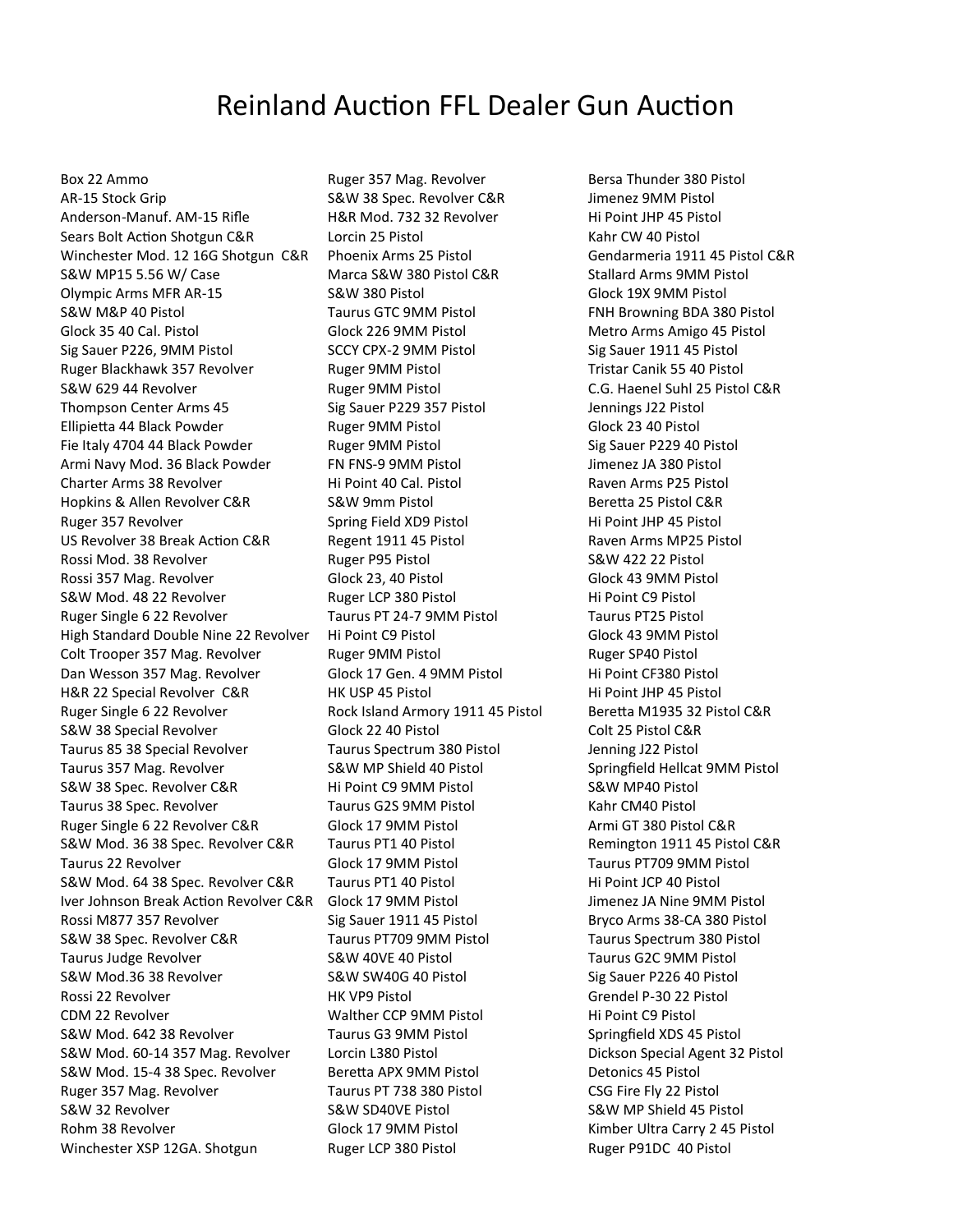# Reinland Auction FFL Dealer Gun Auction

Box 22 Ammo
AR-15 Stock Grip
Anderson-Manuf. AM-15 Rifle
Sears Bolt Action Shotgun C&R
Winchester Mod. 12 16G Shotgun C&R
S&W MP15 5.56 W/ Case
Olympic Arms MFR AR-15
S&W M&P 40 Pistol
Glock 35 40 Cal. Pistol
Sig Sauer P226, 9MM Pistol
Ruger Blackhawk 357 Revolver
S&W 629 44 Revolver
Thompson Center Arms 45
Ellipietta 44 Black Powder
Fie Italy 4704 44 Black Powder
Armi Navy Mod. 36 Black Powder
Charter Arms 38 Revolver
Hopkins & Allen Revolver C&R
Ruger 357 Revolver
US Revolver 38 Break Action C&R
Rossi Mod. 38 Revolver
Rossi 357 Mag. Revolver
S&W Mod. 48 22 Revolver
Ruger Single 6 22 Revolver
High Standard Double Nine 22 Revolver
Colt Trooper 357 Mag. Revolver
Dan Wesson 357 Mag. Revolver
H&R 22 Special Revolver C&R
Ruger Single 6 22 Revolver
S&W 38 Special Revolver
Taurus 85 38 Special Revolver
Taurus 357 Mag. Revolver
S&W 38 Spec. Revolver C&R
Taurus 38 Spec. Revolver
Ruger Single 6 22 Revolver C&R
S&W Mod. 36 38 Spec. Revolver C&R
Taurus 22 Revolver
S&W Mod. 64 38 Spec. Revolver C&R
Iver Johnson Break Action Revolver C&R
Rossi M877 357 Revolver
S&W 38 Spec. Revolver C&R
Taurus Judge Revolver
S&W Mod.36 38 Revolver
Rossi 22 Revolver
CDM 22 Revolver
S&W Mod. 642 38 Revolver
S&W Mod. 60-14 357 Mag. Revolver
S&W Mod. 15-4 38 Spec. Revolver
Ruger 357 Mag. Revolver
S&W 32 Revolver
Rohm 38 Revolver
Winchester XSP 12GA. Shotgun

Ruger 357 Mag. Revolver
S&W 38 Spec. Revolver C&R
H&R Mod. 732 32 Revolver
Lorcin 25 Pistol
Phoenix Arms 25 Pistol
Marca S&W 380 Pistol C&R
S&W 380 Pistol
Taurus GTC 9MM Pistol
Glock 226 9MM Pistol
SCCY CPX-2 9MM Pistol
Ruger 9MM Pistol
Ruger 9MM Pistol
Sig Sauer P229 357 Pistol
Ruger 9MM Pistol
Ruger 9MM Pistol
FN FNS-9 9MM Pistol
Hi Point 40 Cal. Pistol
S&W 9mm Pistol
Spring Field XD9 Pistol
Regent 1911 45 Pistol
Ruger P95 Pistol
Glock 23, 40 Pistol
Ruger LCP 380 Pistol
Taurus PT 24-7 9MM Pistol
Hi Point C9 Pistol
Ruger 9MM Pistol
Glock 17 Gen. 4 9MM Pistol
HK USP 45 Pistol
Rock Island Armory 1911 45 Pistol
Glock 22 40 Pistol
Taurus Spectrum 380 Pistol
S&W MP Shield 40 Pistol
Hi Point C9 9MM Pistol
Taurus G2S 9MM Pistol
Glock 17 9MM Pistol
Taurus PT1 40 Pistol
Glock 17 9MM Pistol
Taurus PT1 40 Pistol
Glock 17 9MM Pistol
Sig Sauer 1911 45 Pistol
Taurus PT709 9MM Pistol
S&W 40VE 40 Pistol
S&W SW40G 40 Pistol
HK VP9 Pistol
Walther CCP 9MM Pistol
Taurus G3 9MM Pistol
Lorcin L380 Pistol
Beretta APX 9MM Pistol
Taurus PT 738 380 Pistol
S&W SD40VE Pistol
Glock 17 9MM Pistol
Ruger LCP 380 Pistol

Bersa Thunder 380 Pistol
Jimenez 9MM Pistol
Hi Point JHP 45 Pistol
Kahr CW 40 Pistol
Gendarmeria 1911 45 Pistol C&R
Stallard Arms 9MM Pistol
Glock 19X 9MM Pistol
FNH Browning BDA 380 Pistol
Metro Arms Amigo 45 Pistol
Sig Sauer 1911 45 Pistol
Tristar Canik 55 40 Pistol
C.G. Haenel Suhl 25 Pistol C&R
Jennings J22 Pistol
Glock 23 40 Pistol
Sig Sauer P229 40 Pistol
Jimenez JA 380 Pistol
Raven Arms P25 Pistol
Beretta 25 Pistol C&R
Hi Point JHP 45 Pistol
Raven Arms MP25 Pistol
S&W 422 22 Pistol
Glock 43 9MM Pistol
Hi Point C9 Pistol
Taurus PT25 Pistol
Glock 43 9MM Pistol
Ruger SP40 Pistol
Hi Point CF380 Pistol
Hi Point JHP 45 Pistol
Beretta M1935 32 Pistol C&R
Colt 25 Pistol C&R
Jenning J22 Pistol
Springfield Hellcat 9MM Pistol
S&W MP40 Pistol
Kahr CM40 Pistol
Armi GT 380 Pistol C&R
Remington 1911 45 Pistol C&R
Taurus PT709 9MM Pistol
Hi Point JCP 40 Pistol
Jimenez JA Nine 9MM Pistol
Bryco Arms 38-CA 380 Pistol
Taurus Spectrum 380 Pistol
Taurus G2C 9MM Pistol
Sig Sauer P226 40 Pistol
Grendel P-30 22 Pistol
Hi Point C9 Pistol
Springfield XDS 45 Pistol
Dickson Special Agent 32 Pistol
Detonics 45 Pistol
CSG Fire Fly 22 Pistol
S&W MP Shield 45 Pistol
Kimber Ultra Carry 2 45 Pistol
Ruger P91DC 40 Pistol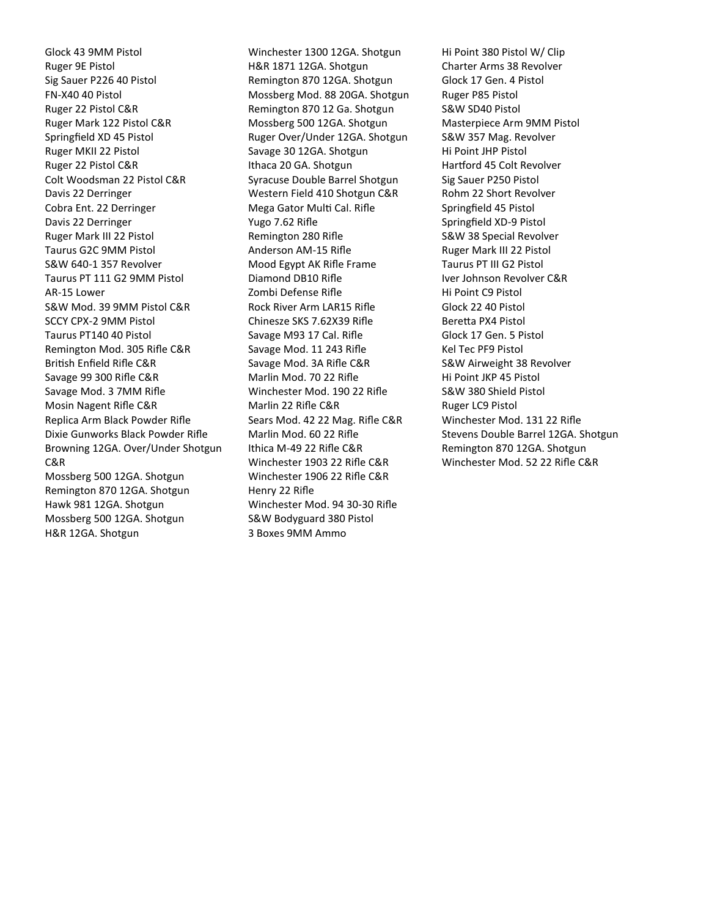Glock 43 9MM Pistol
Ruger 9E Pistol
Sig Sauer P226 40 Pistol
FN-X40 40 Pistol
Ruger 22 Pistol C&R
Ruger Mark 122 Pistol C&R
Springfield XD 45 Pistol
Ruger MKII 22 Pistol
Ruger 22 Pistol C&R
Colt Woodsman 22 Pistol C&R
Davis 22 Derringer
Cobra Ent. 22 Derringer
Davis 22 Derringer
Ruger Mark III 22 Pistol
Taurus G2C 9MM Pistol
S&W 640-1 357 Revolver
Taurus PT 111 G2 9MM Pistol
AR-15 Lower
S&W Mod. 39 9MM Pistol C&R
SCCY CPX-2 9MM Pistol
Taurus PT140 40 Pistol
Remington Mod. 305 Rifle C&R
British Enfield Rifle C&R
Savage 99 300 Rifle C&R
Savage Mod. 3 7MM Rifle
Mosin Nagent Rifle C&R
Replica Arm Black Powder Rifle
Dixie Gunworks Black Powder Rifle
Browning 12GA. Over/Under Shotgun C&R
Mossberg 500 12GA. Shotgun
Remington 870 12GA. Shotgun
Hawk 981 12GA. Shotgun
Mossberg 500 12GA. Shotgun
H&R 12GA. Shotgun
Winchester 1300 12GA. Shotgun
H&R 1871 12GA. Shotgun
Remington 870 12GA. Shotgun
Mossberg Mod. 88 20GA. Shotgun
Remington 870 12 Ga. Shotgun
Mossberg 500 12GA. Shotgun
Ruger Over/Under 12GA. Shotgun
Savage 30 12GA. Shotgun
Ithaca 20 GA. Shotgun
Syracuse Double Barrel Shotgun
Western Field 410 Shotgun C&R
Mega Gator Multi Cal. Rifle
Yugo 7.62 Rifle
Remington 280 Rifle
Anderson AM-15 Rifle
Mood Egypt AK Rifle Frame
Diamond DB10 Rifle
Zombi Defense Rifle
Rock River Arm LAR15 Rifle
Chinesze SKS 7.62X39 Rifle
Savage M93 17 Cal. Rifle
Savage Mod. 11 243 Rifle
Savage Mod. 3A Rifle C&R
Marlin Mod. 70 22 Rifle
Winchester Mod. 190 22 Rifle
Marlin 22 Rifle C&R
Sears Mod. 42 22 Mag. Rifle C&R
Marlin Mod. 60 22 Rifle
Ithica M-49 22 Rifle C&R
Winchester 1903 22 Rifle C&R
Winchester 1906 22 Rifle C&R
Henry 22 Rifle
Winchester Mod. 94 30-30 Rifle
S&W Bodyguard 380 Pistol
3 Boxes 9MM Ammo
Hi Point 380 Pistol W/ Clip
Charter Arms 38 Revolver
Glock 17 Gen. 4 Pistol
Ruger P85 Pistol
S&W SD40 Pistol
Masterpiece Arm 9MM Pistol
S&W 357 Mag. Revolver
Hi Point JHP Pistol
Hartford 45 Colt Revolver
Sig Sauer P250 Pistol
Rohm 22 Short Revolver
Springfield 45 Pistol
Springfield XD-9 Pistol
S&W 38 Special Revolver
Ruger Mark III 22 Pistol
Taurus PT III G2 Pistol
Iver Johnson Revolver C&R
Hi Point C9 Pistol
Glock 22 40 Pistol
Beretta PX4 Pistol
Glock 17 Gen. 5 Pistol
Kel Tec PF9 Pistol
S&W Airweight 38 Revolver
Hi Point JKP 45 Pistol
S&W 380 Shield Pistol
Ruger LC9 Pistol
Winchester Mod. 131 22 Rifle
Stevens Double Barrel 12GA. Shotgun
Remington 870 12GA. Shotgun
Winchester Mod. 52 22 Rifle C&R